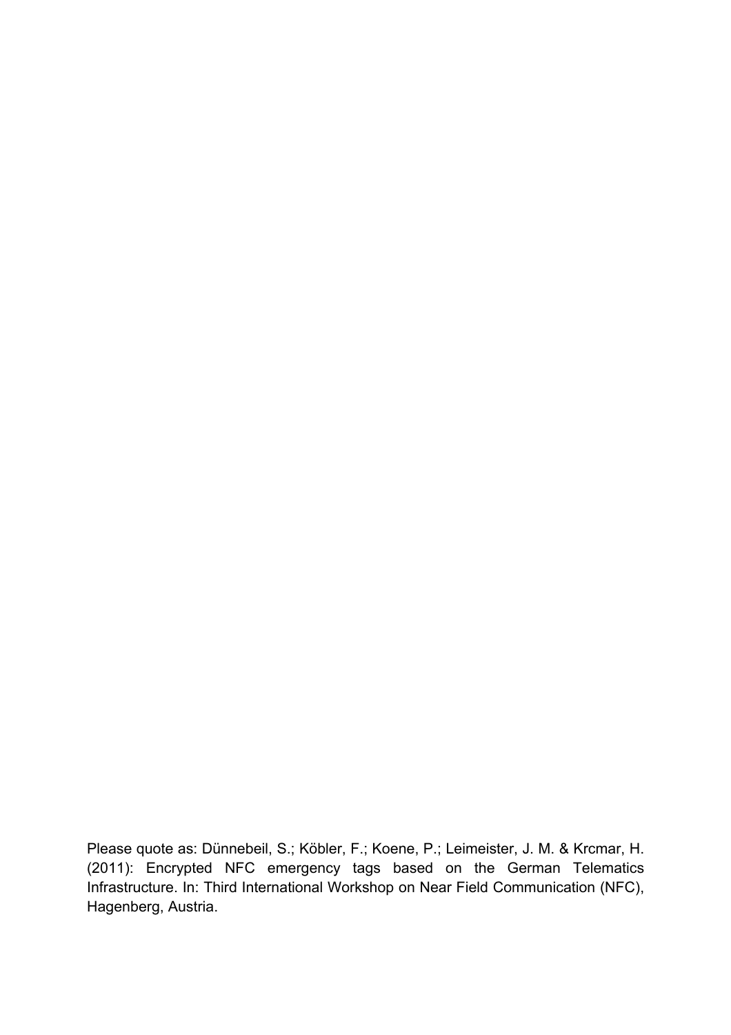Please quote as: Dünnebeil, S.; Köbler, F.; Koene, P.; Leimeister, J. M. & Krcmar, H. (2011): Encrypted NFC emergency tags based on the German Telematics Infrastructure. In: Third International Workshop on Near Field Communication (NFC), Hagenberg, Austria.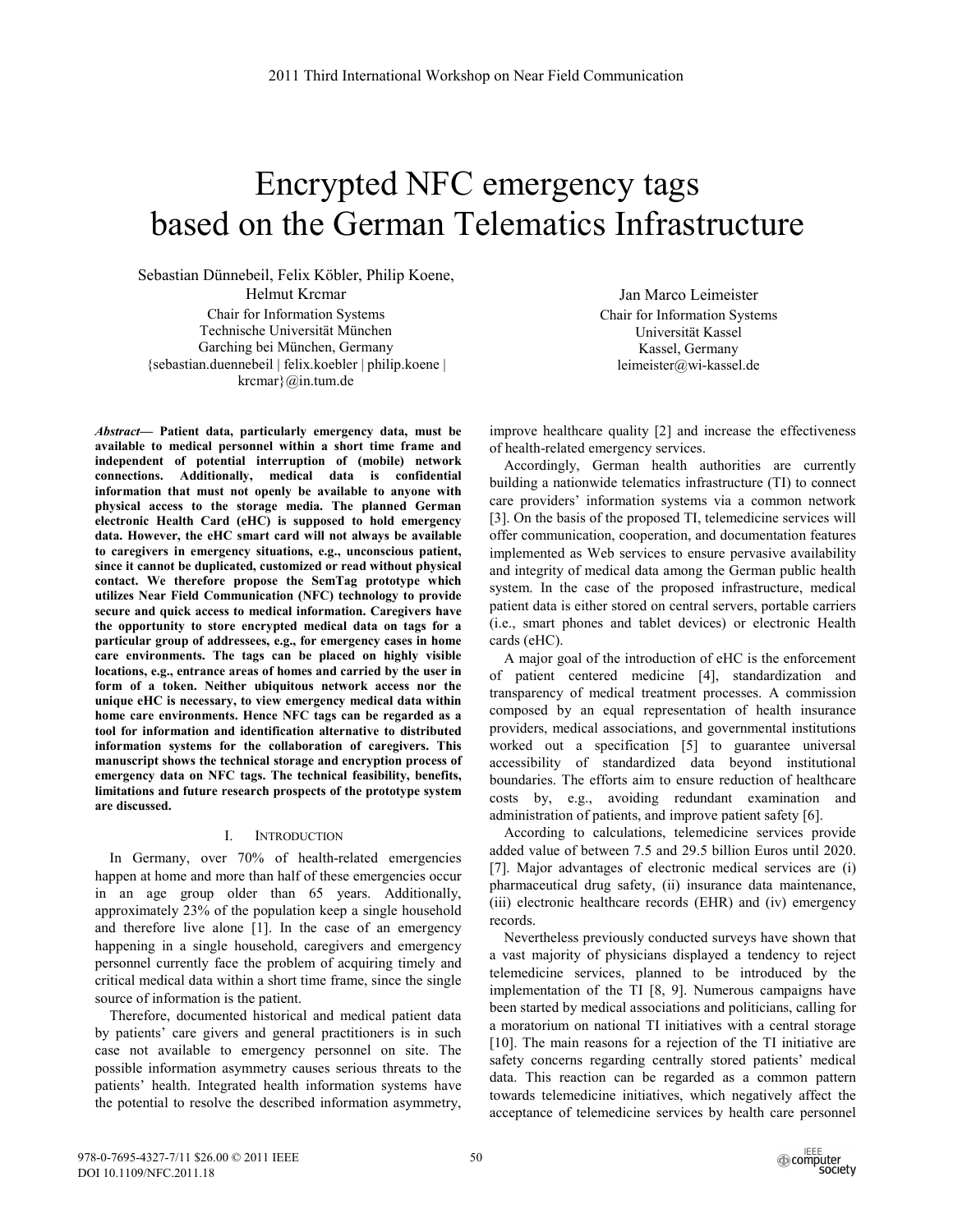# Encrypted NFC emergency tags based on the German Telematics Infrastructure

Sebastian Dünnebeil, Felix Köbler, Philip Koene, Helmut Krcmar
Chair for Information Systems
Technische Universität München
Garching bei München, Germany
{sebastian.duennebeil | felix.koebler | philip.koene | krcmar}@in.tum.de

Jan Marco Leimeister
Chair for Information Systems
Universität Kassel
Kassel, Germany
leimeister@wi-kassel.de

***Abstract*— Patient data, particularly emergency data, must be available to medical personnel within a short time frame and independent of potential interruption of (mobile) network connections. Additionally, medical data is confidential information that must not openly be available to anyone with physical access to the storage media. The planned German electronic Health Card (eHC) is supposed to hold emergency data. However, the eHC smart card will not always be available to caregivers in emergency situations, e.g., unconscious patient, since it cannot be duplicated, customized or read without physical contact. We therefore propose the SemTag prototype which utilizes Near Field Communication (NFC) technology to provide secure and quick access to medical information. Caregivers have the opportunity to store encrypted medical data on tags for a particular group of addressees, e.g., for emergency cases in home care environments. The tags can be placed on highly visible locations, e.g., entrance areas of homes and carried by the user in form of a token. Neither ubiquitous network access nor the unique eHC is necessary, to view emergency medical data within home care environments. Hence NFC tags can be regarded as a tool for information and identification alternative to distributed information systems for the collaboration of caregivers. This manuscript shows the technical storage and encryption process of emergency data on NFC tags. The technical feasibility, benefits, limitations and future research prospects of the prototype system are discussed.**

## I. Introduction

In Germany, over 70% of health-related emergencies happen at home and more than half of these emergencies occur in an age group older than 65 years. Additionally, approximately 23% of the population keep a single household and therefore live alone [1]. In the case of an emergency happening in a single household, caregivers and emergency personnel currently face the problem of acquiring timely and critical medical data within a short time frame, since the single source of information is the patient.

Therefore, documented historical and medical patient data by patients' care givers and general practitioners is in such case not available to emergency personnel on site. The possible information asymmetry causes serious threats to the patients' health. Integrated health information systems have the potential to resolve the described information asymmetry, improve healthcare quality [2] and increase the effectiveness of health-related emergency services.

Accordingly, German health authorities are currently building a nationwide telematics infrastructure (TI) to connect care providers' information systems via a common network [3]. On the basis of the proposed TI, telemedicine services will offer communication, cooperation, and documentation features implemented as Web services to ensure pervasive availability and integrity of medical data among the German public health system. In the case of the proposed infrastructure, medical patient data is either stored on central servers, portable carriers (i.e., smart phones and tablet devices) or electronic Health cards (eHC).

A major goal of the introduction of eHC is the enforcement of patient centered medicine [4], standardization and transparency of medical treatment processes. A commission composed by an equal representation of health insurance providers, medical associations, and governmental institutions worked out a specification [5] to guarantee universal accessibility of standardized data beyond institutional boundaries. The efforts aim to ensure reduction of healthcare costs by, e.g., avoiding redundant examination and administration of patients, and improve patient safety [6].

According to calculations, telemedicine services provide added value of between 7.5 and 29.5 billion Euros until 2020. [7]. Major advantages of electronic medical services are (i) pharmaceutical drug safety, (ii) insurance data maintenance, (iii) electronic healthcare records (EHR) and (iv) emergency records.

Nevertheless previously conducted surveys have shown that a vast majority of physicians displayed a tendency to reject telemedicine services, planned to be introduced by the implementation of the TI [8, 9]. Numerous campaigns have been started by medical associations and politicians, calling for a moratorium on national TI initiatives with a central storage [10]. The main reasons for a rejection of the TI initiative are safety concerns regarding centrally stored patients' medical data. This reaction can be regarded as a common pattern towards telemedicine initiatives, which negatively affect the acceptance of telemedicine services by health care personnel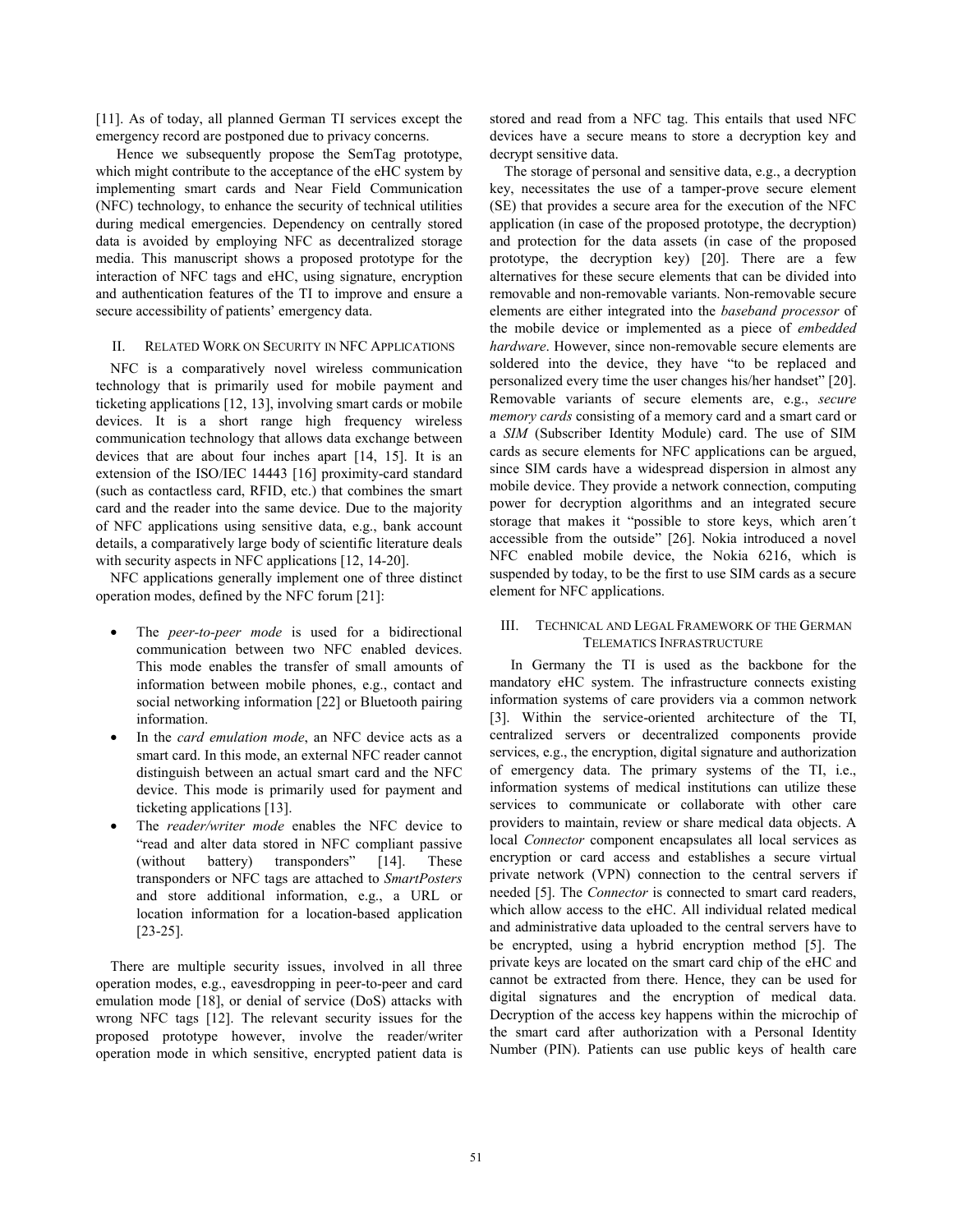[11]. As of today, all planned German TI services except the emergency record are postponed due to privacy concerns.

Hence we subsequently propose the SemTag prototype, which might contribute to the acceptance of the eHC system by implementing smart cards and Near Field Communication (NFC) technology, to enhance the security of technical utilities during medical emergencies. Dependency on centrally stored data is avoided by employing NFC as decentralized storage media. This manuscript shows a proposed prototype for the interaction of NFC tags and eHC, using signature, encryption and authentication features of the TI to improve and ensure a secure accessibility of patients' emergency data.

## II. Related Work on Security in NFC Applications

NFC is a comparatively novel wireless communication technology that is primarily used for mobile payment and ticketing applications [12, 13], involving smart cards or mobile devices. It is a short range high frequency wireless communication technology that allows data exchange between devices that are about four inches apart [14, 15]. It is an extension of the ISO/IEC 14443 [16] proximity-card standard (such as contactless card, RFID, etc.) that combines the smart card and the reader into the same device. Due to the majority of NFC applications using sensitive data, e.g., bank account details, a comparatively large body of scientific literature deals with security aspects in NFC applications [12, 14-20].

NFC applications generally implement one of three distinct operation modes, defined by the NFC forum [21]:

- The *peer-to-peer mode* is used for a bidirectional communication between two NFC enabled devices. This mode enables the transfer of small amounts of information between mobile phones, e.g., contact and social networking information [22] or Bluetooth pairing information.
- In the *card emulation mode*, an NFC device acts as a smart card. In this mode, an external NFC reader can not distinguish between an actual smart card and the NFC device. This mode is primarily used for payment and ticketing applications [13].
- The *reader/writer mode* enables the NFC device to "read and alter data stored in NFC compliant passive (without battery) transponders" [14]. These transponders or NFC tags are attached to *SmartPosters* and store additional information, e.g., a URL or location information for a location-based application [23-25].

There are multiple security issues, involved in all three operation modes, e.g., eavesdropping in peer-to-peer and card emulation mode [18], or denial of service (DoS) attacks with wrong NFC tags [12]. The relevant security issues for the proposed prototype however, involve the reader/writer operation mode in which sensitive, encrypted patient data is stored and read from a NFC tag. This entails that used NFC devices have a secure means to store a decryption key and decrypt sensitive data.

The storage of personal and sensitive data, e.g., a decryption key, necessitates the use of a tamper-prove secure element (SE) that provides a secure area for the execution of the NFC application (in case of the proposed prototype, the decryption) and protection for the data assets (in case of the proposed prototype, the decryption key) [20]. There are a few alternatives for these secure elements that can be divided into removable and non-removable variants. Non-removable secure elements are either integrated into the *baseband processor* of the mobile device or implemented as a piece of *embedded hardware*. However, since non-removable secure elements are soldered into the device, they have "to be replaced and personalized every time the user changes his/her handset" [20]. Removable variants of secure elements are, e.g., *secure memory cards* consisting of a memory card and a smart card or a *SIM* (Subscriber Identity Module) card. The use of SIM cards as secure elements for NFC applications can be argued, since SIM cards have a widespread dispersion in almost any mobile device. They provide a network connection, computing power for decryption algorithms and an integrated secure storage that makes it "possible to store keys, which aren´t accessible from the outside" [26]. Nokia introduced a novel NFC enabled mobile device, the Nokia 6216, which is suspended by today, to be the first to use SIM cards as a secure element for NFC applications.

## III. Technical and Legal Framework of the German Telematics Infrastructure

In Germany the TI is used as the backbone for the mandatory eHC system. The infrastructure connects existing information systems of care providers via a common network [3]. Within the service-oriented architecture of the TI, centralized servers or decentralized components provide services, e.g., the encryption, digital signature and authorization of emergency data. The primary systems of the TI, i.e., information systems of medical institutions can utilize these services to communicate or collaborate with other care providers to maintain, review or share medical data objects. A local *Connector* component encapsulates all local services as encryption or card access and establishes a secure virtual private network (VPN) connection to the central servers if needed [5]. The *Connector* is connected to smart card readers, which allow access to the eHC. All individual related medical and administrative data uploaded to the central servers have to be encrypted, using a hybrid encryption method [5]. The private keys are located on the smart card chip of the eHC and cannot be extracted from there. Hence, they can be used for digital signatures and the encryption of medical data. Decryption of the access key happens within the microchip of the smart card after authorization with a Personal Identity Number (PIN). Patients can use public keys of health care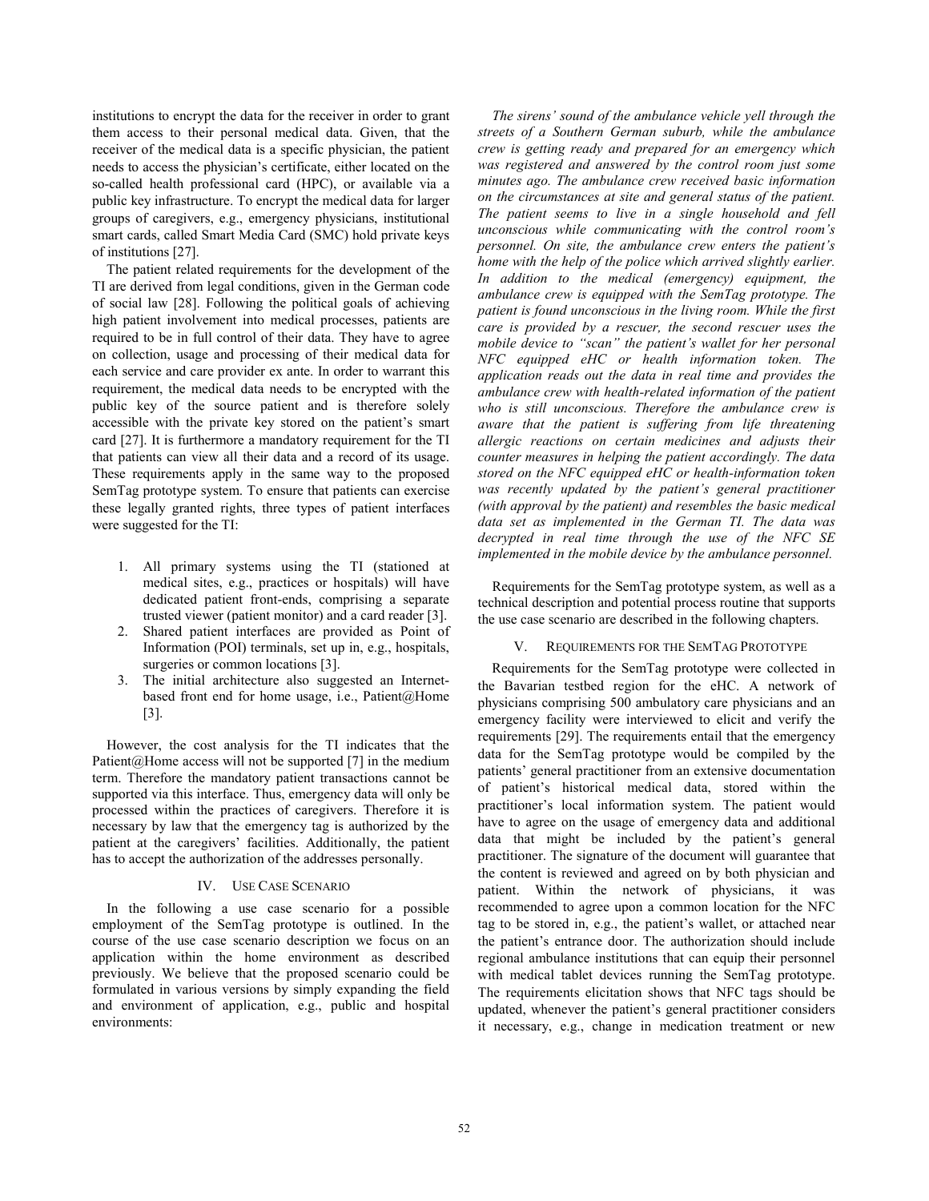institutions to encrypt the data for the receiver in order to grant them access to their personal medical data. Given, that the receiver of the medical data is a specific physician, the patient needs to access the physician's certificate, either located on the so-called health professional card (HPC), or available via a public key infrastructure. To encrypt the medical data for larger groups of caregivers, e.g., emergency physicians, institutional smart cards, called Smart Media Card (SMC) hold private keys of institutions [27].

The patient related requirements for the development of the TI are derived from legal conditions, given in the German code of social law [28]. Following the political goals of achieving high patient involvement into medical processes, patients are required to be in full control of their data. They have to agree on collection, usage and processing of their medical data for each service and care provider ex ante. In order to warrant this requirement, the medical data needs to be encrypted with the public key of the source patient and is therefore solely accessible with the private key stored on the patient's smart card [27]. It is furthermore a mandatory requirement for the TI that patients can view all their data and a record of its usage. These requirements apply in the same way to the proposed SemTag prototype system. To ensure that patients can exercise these legally granted rights, three types of patient interfaces were suggested for the TI:

1. All primary systems using the TI (stationed at medical sites, e.g., practices or hospitals) will have dedicated patient front-ends, comprising a separate trusted viewer (patient monitor) and a card reader [3].
2. Shared patient interfaces are provided as Point of Information (POI) terminals, set up in, e.g., hospitals, surgeries or common locations [3].
3. The initial architecture also suggested an Internet-based front end for home usage, i.e., Patient@Home [3].

However, the cost analysis for the TI indicates that the Patient@Home access will not be supported [7] in the medium term. Therefore the mandatory patient transactions cannot be supported via this interface. Thus, emergency data will only be processed within the practices of caregivers. Therefore it is necessary by law that the emergency tag is authorized by the patient at the caregivers' facilities. Additionally, the patient has to accept the authorization of the addresses personally.

## IV. Use Case Scenario

In the following a use case scenario for a possible employment of the SemTag prototype is outlined. In the course of the use case scenario description we focus on an application within the home environment as described previously. We believe that the proposed scenario could be formulated in various versions by simply expanding the field and environment of application, e.g., public and hospital environments:

*The sirens' sound of the ambulance vehicle yell through the streets of a Southern German suburb, while the ambulance crew is getting ready and prepared for an emergency which was registered and answered by the control room just some minutes ago. The ambulance crew received basic information on the circumstances at site and general status of the patient. The patient seems to live in a single household and fell unconscious while communicating with the control room's personnel. On site, the ambulance crew enters the patient's home with the help of the police which arrived slightly earlier. In addition to the medical (emergency) equipment, the ambulance crew is equipped with the SemTag prototype. The patient is found unconscious in the living room. While the first care is provided by a rescuer, the second rescuer uses the mobile device to "scan" the patient's wallet for her personal NFC equipped eHC or health information token. The application reads out the data in real time and provides the ambulance crew with health-related information of the patient who is still unconscious. Therefore the ambulance crew is aware that the patient is suffering from life threatening allergic reactions on certain medicines and adjusts their counter measures in helping the patient accordingly. The data stored on the NFC equipped eHC or health-information token was recently updated by the patient's general practitioner (with approval by the patient) and resembles the basic medical data set as implemented in the German TI. The data was decrypted in real time through the use of the NFC SE implemented in the mobile device by the ambulance personnel.*

Requirements for the SemTag prototype system, as well as a technical description and potential process routine that supports the use case scenario are described in the following chapters.

## V. Requirements for the SemTag Prototype

Requirements for the SemTag prototype were collected in the Bavarian testbed region for the eHC. A network of physicians comprising 500 ambulatory care physicians and an emergency facility were interviewed to elicit and verify the requirements [29]. The requirements entail that the emergency data for the SemTag prototype would be compiled by the patients' general practitioner from an extensive documentation of patient's historical medical data, stored within the practitioner's local information system. The patient would have to agree on the usage of emergency data and additional data that might be included by the patient's general practitioner. The signature of the document will guarantee that the content is reviewed and agreed on by both physician and patient. Within the network of physicians, it was recommended to agree upon a common location for the NFC tag to be stored in, e.g., the patient's wallet, or attached near the patient's entrance door. The authorization should include regional ambulance institutions that can equip their personnel with medical tablet devices running the SemTag prototype. The requirements elicitation shows that NFC tags should be updated, whenever the patient's general practitioner considers it necessary, e.g., change in medication treatment or new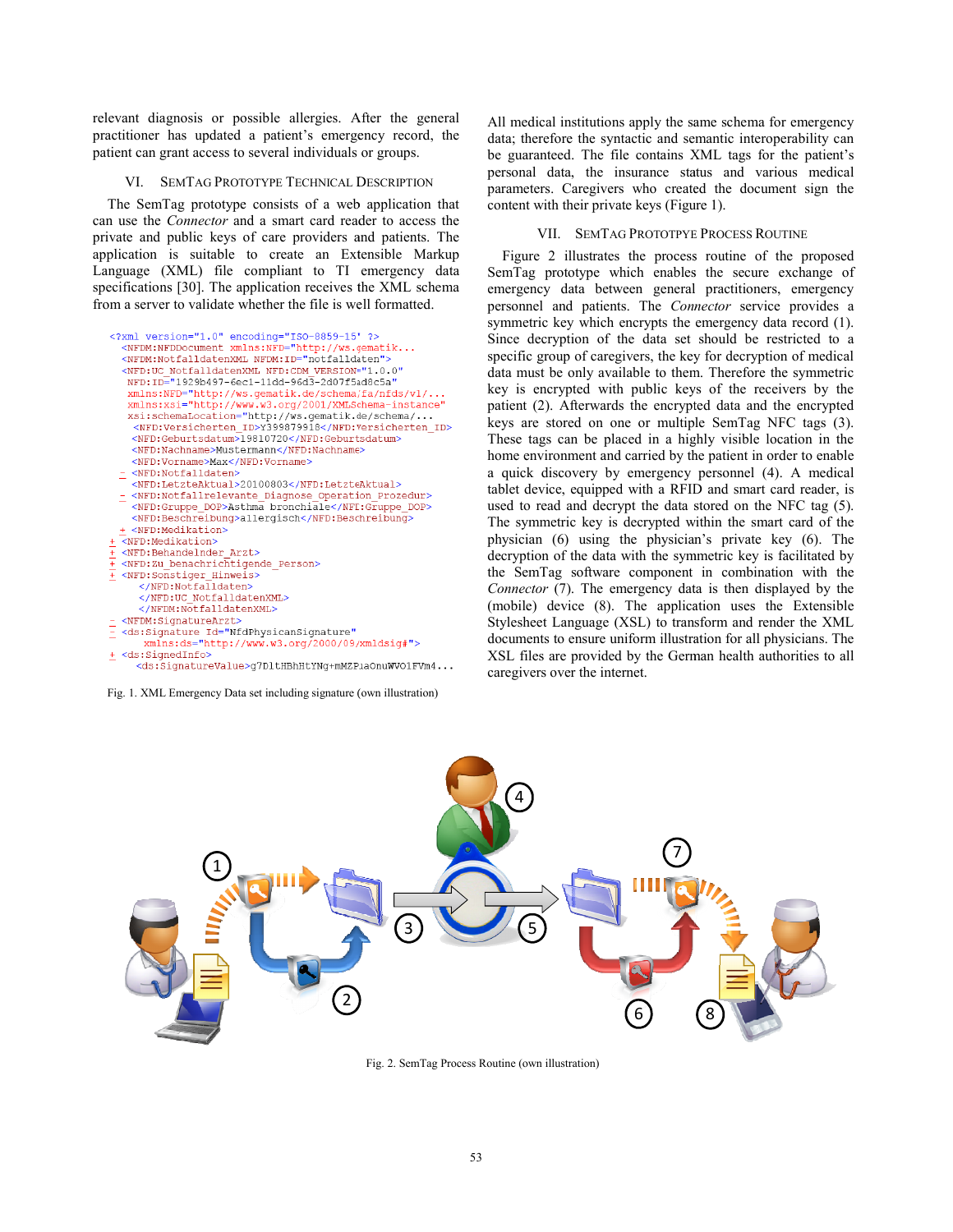relevant diagnosis or possible allergies. After the general practitioner has updated a patient's emergency record, the patient can grant access to several individuals or groups.

## VI. SemTag Prototype Technical Description

The SemTag prototype consists of a web application that can use the *Connector* and a smart card reader to access the private and public keys of care providers and patients. The application is suitable to create an Extensible Markup Language (XML) file compliant to TI emergency data specifications [30]. The application receives the XML schema from a server to validate whether the file is well formatted.

```
<?xml version="1.0" encoding="ISO-8859-15" ?>
  <NFDM:NFDDocument xmlns:NFD="http://ws.gematik...
  <NFDM:NotfalldatenXML NFDM:ID="notfalldaten">
  <NFD:UC_NotfalldatenXML NFD:CDM_VERSION="1.0.0"
   NFD:ID="1929b497-6ec1-11dd-96d3-2d07f5ad8c5a"
   xmlns:NFD="http://ws.gematik.de/schema/fa/nfds/v1/...
   xmlns:xsi="http://www.w3.org/2001/XMLSchema-instance"
   xsi:schemaLocation="http://ws.gematik.de/schema/...
    <NFD:Versicherten_ID>Y399879918</NFD:Versicherten_ID>
    <NFD:Geburtsdatum>19810720</NFD:Geburtsdatum>
    <NFD:Nachname>Mustermann</NFD:Nachname>
    <NFD:Vorname>Max</NFD:Vorname>
  - <NFD:Notfalldaten>
    <NFD:LetzteAktual>20100803</NFD:LetzteAktual>
  - <NFD:Notfallrelevante_Diagnose_Operation_Prozedur>
    <NFD:Gruppe_DOP>Asthma bronchiale</NFD:Gruppe_DOP>
    <NFD:Beschreibung>allergisch</NFD:Beschreibung>
  + <NFD:Medikation>
+ <NFD:Medikation>
+ <NFD:Behandelnder_Arzt>
+ <NFD:Zu_benachrichtigende_Person>
+ <NFD:Sonstiger_Hinweis>
    </NFD:Notfalldaten>
    </NFD:UC_NotfalldatenXML>
    </NFDM:NotfalldatenXML>
- <NFDM:SignatureArzt>
- <ds:Signature Id="NfdPhysicanSignature"
     xmlns:ds="http://www.w3.org/2000/09/xmldsig#">
+ <ds:SignedInfo>
    <ds:SignatureValue>g7DltHBhHtYNg+mMZPiaOnuWVO1FVm4...
```

Fig. 1. XML Emergency Data set including signature (own illustration)

All medical institutions apply the same schema for emergency data; therefore the syntactic and semantic interoperability can be guaranteed. The file contains XML tags for the patient's personal data, the insurance status and various medical parameters. Caregivers who created the document sign the content with their private keys (Figure 1).

## VII. SemTag Prototpye Process Routine

Figure 2 illustrates the process routine of the proposed SemTag prototype which enables the secure exchange of emergency data between general practitioners, emergency personnel and patients. The *Connector* service provides a symmetric key which encrypts the emergency data record (1). Since decryption of the data set should be restricted to a specific group of caregivers, the key for decryption of medical data must be only available to them. Therefore the symmetric key is encrypted with public keys of the receivers by the patient (2). Afterwards the encrypted data and the encrypted keys are stored on one or multiple SemTag NFC tags (3). These tags can be placed in a highly visible location in the home environment and carried by the patient in order to enable a quick discovery by emergency personnel (4). A medical tablet device, equipped with a RFID and smart card reader, is used to read and decrypt the data stored on the NFC tag (5). The symmetric key is decrypted within the smart card of the physician (6) using the physician's private key (6). The decryption of the data with the symmetric key is facilitated by the SemTag software component in combination with the *Connector* (7). The emergency data is then displayed by the (mobile) device (8). The application uses the Extensible Stylesheet Language (XSL) to transform and render the XML documents to ensure uniform illustration for all physicians. The XSL files are provided by the German health authorities to all caregivers over the internet.

Fig. 2. SemTag Process Routine (own illustration)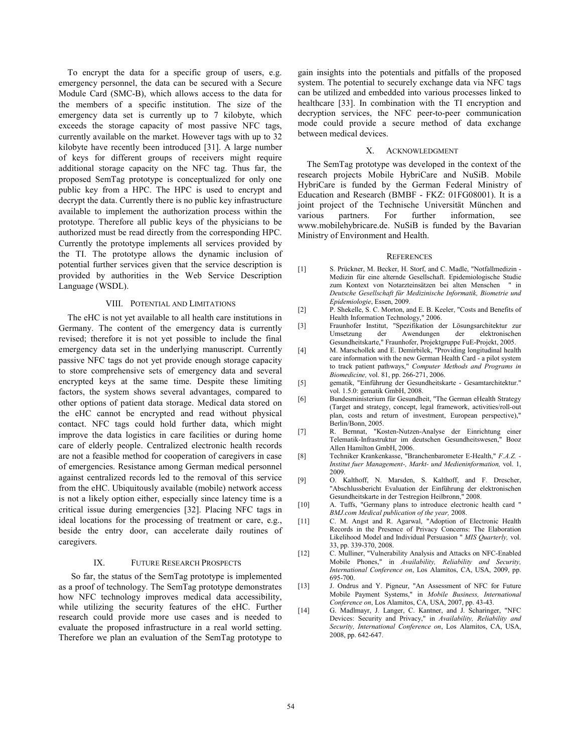To encrypt the data for a specific group of users, e.g. emergency personnel, the data can be secured with a Secure Module Card (SMC-B), which allows access to the data for the members of a specific institution. The size of the emergency data set is currently up to 7 kilobyte, which exceeds the storage capacity of most passive NFC tags, currently available on the market. However tags with up to 32 kilobyte have recently been introduced [31]. A large number of keys for different groups of receivers might require additional storage capacity on the NFC tag. Thus far, the proposed SemTag prototype is conceptualized for only one public key from a HPC. The HPC is used to encrypt and decrypt the data. Currently there is no public key infrastructure available to implement the authorization process within the prototype. Therefore all public keys of the physicians to be authorized must be read directly from the corresponding HPC. Currently the prototype implements all services provided by the TI. The prototype allows the dynamic inclusion of potential further services given that the service description is provided by authorities in the Web Service Description Language (WSDL).

## VIII. Potential and Limitations

The eHC is not yet available to all health care institutions in Germany. The content of the emergency data is currently revised; therefore it is not yet possible to include the final emergency data set in the underlying manuscript. Currently passive NFC tags do not yet provide enough storage capacity to store comprehensive sets of emergency data and several encrypted keys at the same time. Despite these limiting factors, the system shows several advantages, compared to other options of patient data storage. Medical data stored on the eHC cannot be encrypted and read without physical contact. NFC tags could hold further data, which might improve the data logistics in care facilities or during home care of elderly people. Centralized electronic health records are not a feasible method for cooperation of caregivers in case of emergencies. Resistance among German medical personnel against centralized records led to the removal of this service from the eHC. Ubiquitously available (mobile) network access is not a likely option either, especially since latency time is a critical issue during emergencies [32]. Placing NFC tags in ideal locations for the processing of treatment or care, e.g., beside the entry door, can accelerate daily routines of caregivers.

## IX. Future Research Prospects

So far, the status of the SemTag prototype is implemented as a proof of technology. The SemTag prototype demonstrates how NFC technology improves medical data accessibility, while utilizing the security features of the eHC. Further research could provide more use cases and is needed to evaluate the proposed infrastructure in a real world setting. Therefore we plan an evaluation of the SemTag prototype to gain insights into the potentials and pitfalls of the proposed system. The potential to securely exchange data via NFC tags can be utilized and embedded into various processes linked to healthcare [33]. In combination with the TI encryption and decryption services, the NFC peer-to-peer communication mode could provide a secure method of data exchange between medical devices.

## X. Acknowledgment

The SemTag prototype was developed in the context of the research projects Mobile HybriCare and NuSiB. Mobile HybriCare is funded by the German Federal Ministry of Education and Research (BMBF - FKZ: 01FG08001). It is a joint project of the Technische Universität München and various partners. For further information, see www.mobilehybricare.de. NuSiB is funded by the Bavarian Ministry of Environment and Health.

## References

[1] S. Prückner, M. Becker, H. Storf, and C. Madle, "Notfallmedizin - Medizin für eine alternde Gesellschaft. Epidemiologische Studie zum Kontext von Notarzteinsätzen bei alten Menschen " in *Deutsche Gesellschaft für Medizinische Informatik, Biometrie und Epidemiologie*, Essen, 2009.

[2] P. Shekelle, S. C. Morton, and E. B. Keeler, "Costs and Benefits of Health Information Technology," 2006.

[3] Fraunhofer Institut, "Spezifikation der Lösungsarchitektur zur Umsetzung der Awendungen der elektronischen Gesundheitskarte," Fraunhofer, Projektgruppe FuE-Projekt, 2005.

[4] M. Marschollek and E. Demirbilek, "Providing longitudinal health care information with the new German Health Card - a pilot system to track patient pathways," *Computer Methods and Programs in Biomedicine,* vol. 81, pp. 266-271, 2006.

[5] gematik, "Einführung der Gesundheitskarte - Gesamtarchitektur." vol. 1.5.0: gematik GmbH, 2008.

[6] Bundesministerium für Gesundheit, "The German eHealth Strategy (Target and strategy, concept, legal framework, activities/roll-out plan, costs and return of investment, European perspective)," Berlin/Bonn, 2005.

[7] R. Bernnat, "Kosten-Nutzen-Analyse der Einrichtung einer Telematik-Infrastruktur im deutschen Gesundheitswesen," Booz Allen Hamilton GmbH, 2006.

[8] Techniker Krankenkasse, "Branchenbarometer E-Health," *F.A.Z. - Institut fuer Management-, Markt- und Medieninformation,* vol. 1, 2009.

[9] O. Kalthoff, N. Marsden, S. Kalthoff, and F. Drescher, "Abschlussbericht Evaluation der Einführung der elektronischen Gesundheitskarte in der Testregion Heilbronn," 2008.

[10] A. Tuffs, "Germany plans to introduce electronic health card " *BMJ.com Medical publication of the year,* 2008.

[11] C. M. Angst and R. Agarwal, "Adoption of Electronic Health Records in the Presence of Privacy Concerns: The Elaboration Likelihood Model and Individual Persuasion " *MIS Quarterly,* vol. 33, pp. 339-370, 2008.

[12] C. Mulliner, "Vulnerability Analysis and Attacks on NFC-Enabled Mobile Phones," in *Availability, Reliability and Security, International Conference on*, Los Alamitos, CA, USA, 2009, pp. 695-700.

[13] J. Ondrus and Y. Pigneur, "An Assessment of NFC for Future Mobile Payment Systems," in *Mobile Business, International Conference on*, Los Alamitos, CA, USA, 2007, pp. 43-43.

[14] G. Madlmayr, J. Langer, C. Kantner, and J. Scharinger, "NFC Devices: Security and Privacy," in *Availability, Reliability and Security, International Conference on*, Los Alamitos, CA, USA, 2008, pp. 642-647.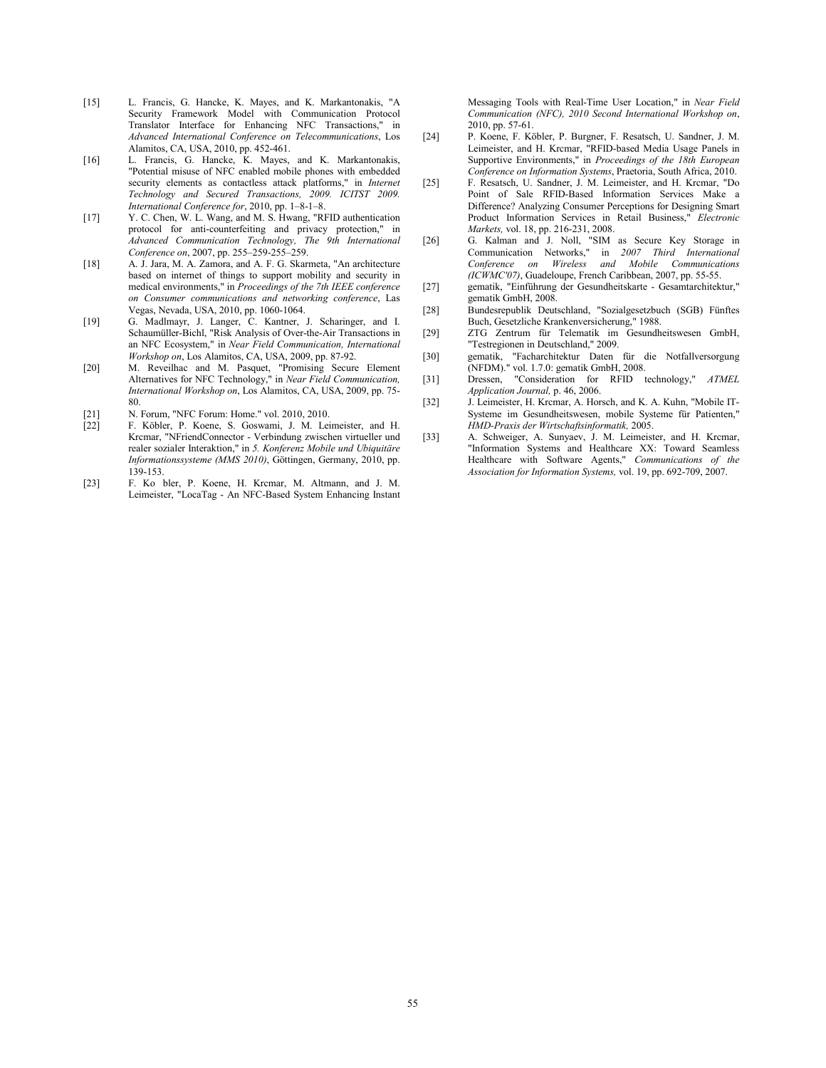[15] L. Francis, G. Hancke, K. Mayes, and K. Markantonakis, "A Security Framework Model with Communication Protocol Translator Interface for Enhancing NFC Transactions," in *Advanced International Conference on Telecommunications*, Los Alamitos, CA, USA, 2010, pp. 452-461.

[16] L. Francis, G. Hancke, K. Mayes, and K. Markantonakis, "Potential misuse of NFC enabled mobile phones with embedded security elements as contactless attack platforms," in *Internet Technology and Secured Transactions, 2009. ICITST 2009. International Conference for*, 2010, pp. 1–8-1–8.

[17] Y. C. Chen, W. L. Wang, and M. S. Hwang, "RFID authentication protocol for anti-counterfeiting and privacy protection," in *Advanced Communication Technology, The 9th International Conference on*, 2007, pp. 255–259-255–259.

[18] A. J. Jara, M. A. Zamora, and A. F. G. Skarmeta, "An architecture based on internet of things to support mobility and security in medical environments," in *Proceedings of the 7th IEEE conference on Consumer communications and networking conference*, Las Vegas, Nevada, USA, 2010, pp. 1060-1064.

[19] G. Madlmayr, J. Langer, C. Kantner, J. Scharinger, and I. Schaumüller-Bichl, "Risk Analysis of Over-the-Air Transactions in an NFC Ecosystem," in *Near Field Communication, International Workshop on*, Los Alamitos, CA, USA, 2009, pp. 87-92.

[20] M. Reveilhac and M. Pasquet, "Promising Secure Element Alternatives for NFC Technology," in *Near Field Communication, International Workshop on*, Los Alamitos, CA, USA, 2009, pp. 75-80.

[21] N. Forum, "NFC Forum: Home." vol. 2010, 2010.

[22] F. Köbler, P. Koene, S. Goswami, J. M. Leimeister, and H. Krcmar, "NFriendConnector - Verbindung zwischen virtueller und realer sozialer Interaktion," in *5. Konferenz Mobile und Ubiquitäre Informationssysteme (MMS 2010)*, Göttingen, Germany, 2010, pp. 139-153.

[23] F. Ko bler, P. Koene, H. Krcmar, M. Altmann, and J. M. Leimeister, "LocaTag - An NFC-Based System Enhancing Instant Messaging Tools with Real-Time User Location," in *Near Field Communication (NFC), 2010 Second International Workshop on*, 2010, pp. 57-61.

[24] P. Koene, F. Köbler, P. Burgner, F. Resatsch, U. Sandner, J. M. Leimeister, and H. Krcmar, "RFID-based Media Usage Panels in Supportive Environments," in *Proceedings of the 18th European Conference on Information Systems*, Praetoria, South Africa, 2010.

[25] F. Resatsch, U. Sandner, J. M. Leimeister, and H. Krcmar, "Do Point of Sale RFID-Based Information Services Make a Difference? Analyzing Consumer Perceptions for Designing Smart Product Information Services in Retail Business," *Electronic Markets,* vol. 18, pp. 216-231, 2008.

[26] G. Kalman and J. Noll, "SIM as Secure Key Storage in Communication Networks," in *2007 Third International Conference on Wireless and Mobile Communications (ICWMC'07)*, Guadeloupe, French Caribbean, 2007, pp. 55-55.

[27] gematik, "Einführung der Gesundheitskarte - Gesamtarchitektur," gematik GmbH, 2008.

[28] Bundesrepublik Deutschland, "Sozialgesetzbuch (SGB) Fünftes Buch, Gesetzliche Krankenversicherung," 1988.

[29] ZTG Zentrum für Telematik im Gesundheitswesen GmbH, "Testregionen in Deutschland," 2009.

[30] gematik, "Facharchitektur Daten für die Notfallversorgung (NFDM)." vol. 1.7.0: gematik GmbH, 2008.

[31] Dressen, "Consideration for RFID technology," *ATMEL Application Journal,* p. 46, 2006.

[32] J. Leimeister, H. Krcmar, A. Horsch, and K. A. Kuhn, "Mobile IT-Systeme im Gesundheitswesen, mobile Systeme für Patienten," *HMD-Praxis der Wirtschaftsinformatik,* 2005.

[33] A. Schweiger, A. Sunyaev, J. M. Leimeister, and H. Krcmar, "Information Systems and Healthcare XX: Toward Seamless Healthcare with Software Agents," *Communications of the Association for Information Systems,* vol. 19, pp. 692-709, 2007.